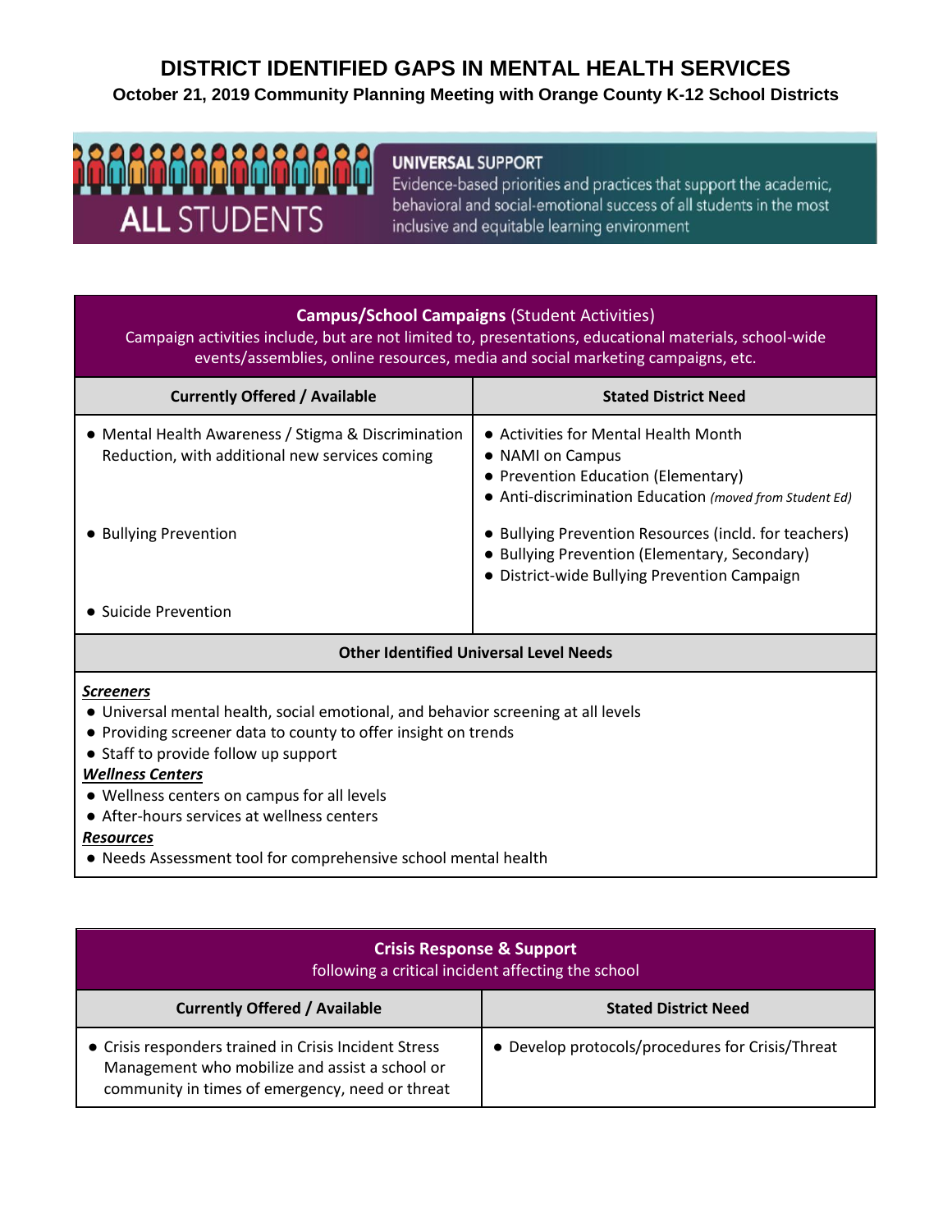# DISTRICT IDENTIFIED GAPS IN MENTAL HEALTH SERVICES

**October 21, 2019 Community Planning Meeting with Orange County K-12 School Districts**

ALL STUDENTS

**UNIVERSAL SUPPORT**

Evidence-based priorities and practices that support the academic, behavioral and social-emotional success of all students in the most inclusive and equitable learning environment

| **Campus/School Campaigns** (Student Activities)<br>Campaign activities include, but are not limited to, presentations, educational materials, school-wide events/assemblies, online resources, media and social marketing campaigns, etc. | |
|---|---|
| **Currently Offered / Available** | **Stated District Need** |
| ● Mental Health Awareness / Stigma & Discrimination Reduction, with additional new services coming | ● Activities for Mental Health Month<br>● NAMI on Campus<br>● Prevention Education (Elementary)<br>● Anti-discrimination Education *(moved from Student Ed)* |
| ● Bullying Prevention | ● Bullying Prevention Resources (incld. for teachers)<br>● Bullying Prevention (Elementary, Secondary)<br>● District-wide Bullying Prevention Campaign |
| ● Suicide Prevention | |

**Other Identified Universal Level Needs**

***Screeners***
- Universal mental health, social emotional, and behavior screening at all levels
- Providing screener data to county to offer insight on trends
- Staff to provide follow up support

***Wellness Centers***
- Wellness centers on campus for all levels
- After-hours services at wellness centers

***Resources***
- Needs Assessment tool for comprehensive school mental health

| **Crisis Response & Support**<br>following a critical incident affecting the school | |
|---|---|
| **Currently Offered / Available** | **Stated District Need** |
| ● Crisis responders trained in Crisis Incident Stress Management who mobilize and assist a school or community in times of emergency, need or threat | ● Develop protocols/procedures for Crisis/Threat |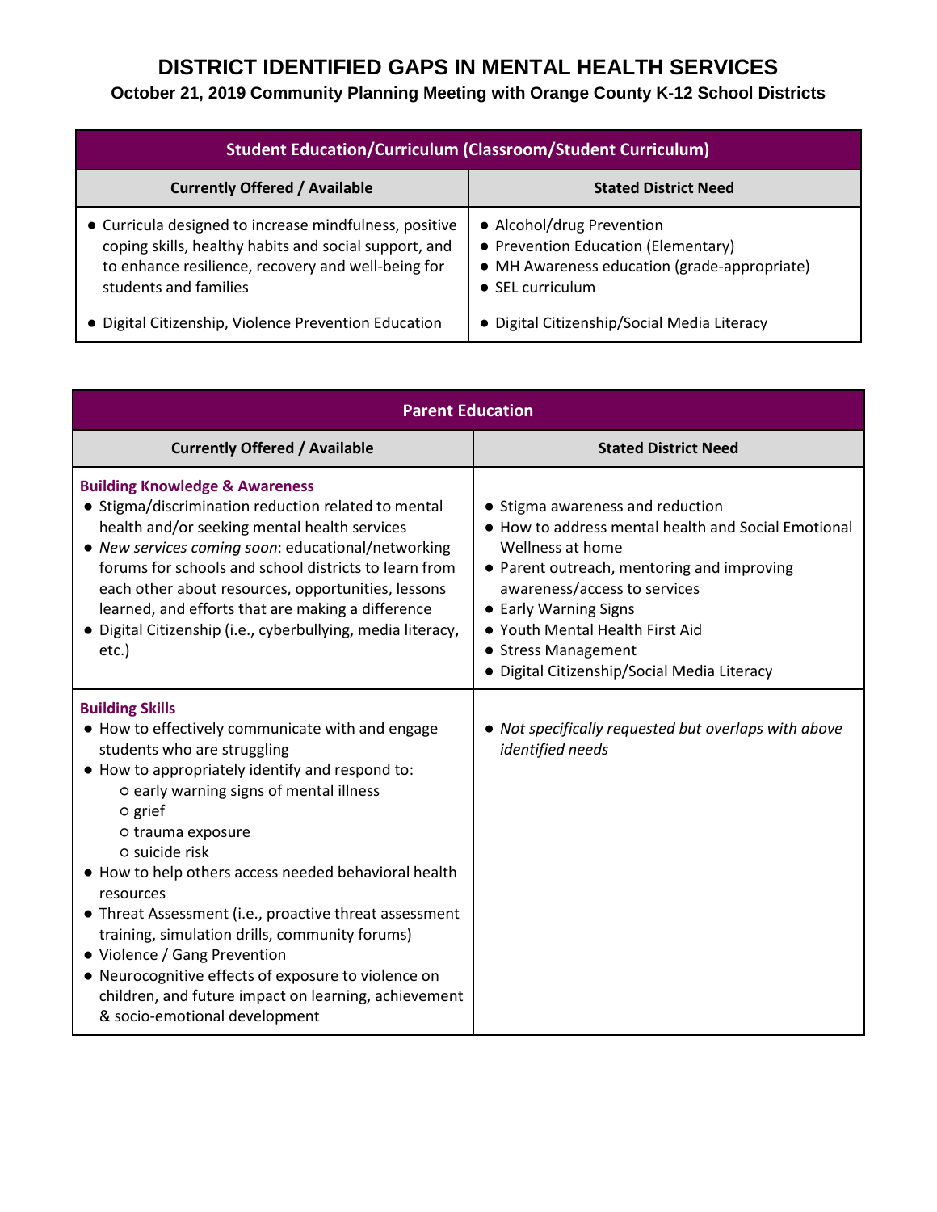# DISTRICT IDENTIFIED GAPS IN MENTAL HEALTH SERVICES

**October 21, 2019 Community Planning Meeting with Orange County K-12 School Districts**

| Student Education/Curriculum (Classroom/Student Curriculum) | |
|---|---|
| **Currently Offered / Available** | **Stated District Need** |
| • Curricula designed to increase mindfulness, positive coping skills, healthy habits and social support, and to enhance resilience, recovery and well-being for students and families | • Alcohol/drug Prevention<br>• Prevention Education (Elementary)<br>• MH Awareness education (grade-appropriate)<br>• SEL curriculum |
| • Digital Citizenship, Violence Prevention Education | • Digital Citizenship/Social Media Literacy |

| Parent Education | |
|---|---|
| **Currently Offered / Available** | **Stated District Need** |
| **Building Knowledge & Awareness**<br>• Stigma/discrimination reduction related to mental health and/or seeking mental health services<br>• *New services coming soon*: educational/networking forums for schools and school districts to learn from each other about resources, opportunities, lessons learned, and efforts that are making a difference<br>• Digital Citizenship (i.e., cyberbullying, media literacy, etc.) | • Stigma awareness and reduction<br>• How to address mental health and Social Emotional Wellness at home<br>• Parent outreach, mentoring and improving awareness/access to services<br>• Early Warning Signs<br>• Youth Mental Health First Aid<br>• Stress Management<br>• Digital Citizenship/Social Media Literacy |
| **Building Skills**<br>• How to effectively communicate with and engage students who are struggling<br>• How to appropriately identify and respond to:<br>○ early warning signs of mental illness<br>○ grief<br>○ trauma exposure<br>○ suicide risk<br>• How to help others access needed behavioral health resources<br>• Threat Assessment (i.e., proactive threat assessment training, simulation drills, community forums)<br>• Violence / Gang Prevention<br>• Neurocognitive effects of exposure to violence on children, and future impact on learning, achievement & socio-emotional development | • *Not specifically requested but overlaps with above identified needs* |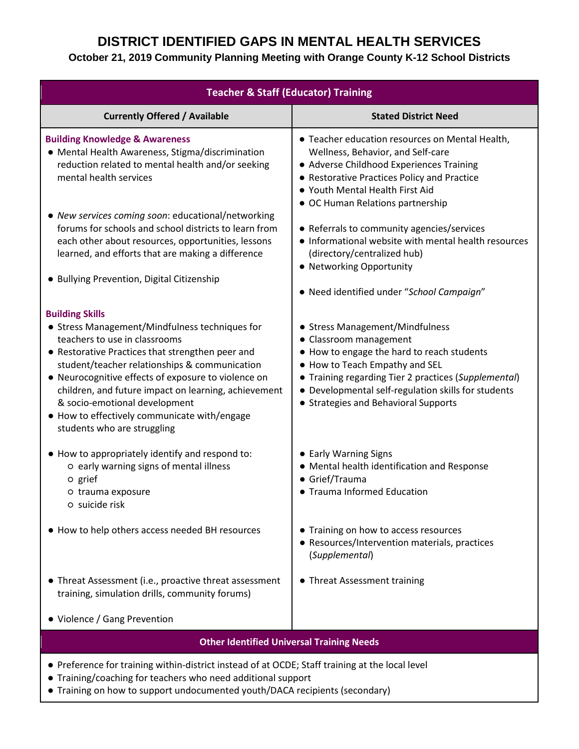# DISTRICT IDENTIFIED GAPS IN MENTAL HEALTH SERVICES

**October 21, 2019 Community Planning Meeting with Orange County K-12 School Districts**

| Teacher & Staff (Educator) Training | |
|---|---|
| **Currently Offered / Available** | **Stated District Need** |
| **Building Knowledge & Awareness**<br>● Mental Health Awareness, Stigma/discrimination reduction related to mental health and/or seeking mental health services | ● Teacher education resources on Mental Health, Wellness, Behavior, and Self-care<br>● Adverse Childhood Experiences Training<br>● Restorative Practices Policy and Practice<br>● Youth Mental Health First Aid<br>● OC Human Relations partnership |
| ● *New services coming soon*: educational/networking forums for schools and school districts to learn from each other about resources, opportunities, lessons learned, and efforts that are making a difference | ● Referrals to community agencies/services<br>● Informational website with mental health resources (directory/centralized hub)<br>● Networking Opportunity |
| ● Bullying Prevention, Digital Citizenship | ● Need identified under "*School Campaign*" |
| **Building Skills**<br>● Stress Management/Mindfulness techniques for teachers to use in classrooms<br>● Restorative Practices that strengthen peer and student/teacher relationships & communication<br>● Neurocognitive effects of exposure to violence on children, and future impact on learning, achievement & socio-emotional development<br>● How to effectively communicate with/engage students who are struggling | ● Stress Management/Mindfulness<br>● Classroom management<br>● How to engage the hard to reach students<br>● How to Teach Empathy and SEL<br>● Training regarding Tier 2 practices (*Supplemental*)<br>● Developmental self-regulation skills for students<br>● Strategies and Behavioral Supports |
| ● How to appropriately identify and respond to:<br>○ early warning signs of mental illness<br>○ grief<br>○ trauma exposure<br>○ suicide risk | ● Early Warning Signs<br>● Mental health identification and Response<br>● Grief/Trauma<br>● Trauma Informed Education |
| ● How to help others access needed BH resources | ● Training on how to access resources<br>● Resources/Intervention materials, practices (*Supplemental*) |
| ● Threat Assessment (i.e., proactive threat assessment training, simulation drills, community forums) | ● Threat Assessment training |
| ● Violence / Gang Prevention | |

**Other Identified Universal Training Needs**

- Preference for training within-district instead of at OCDE; Staff training at the local level
- Training/coaching for teachers who need additional support
- Training on how to support undocumented youth/DACA recipients (secondary)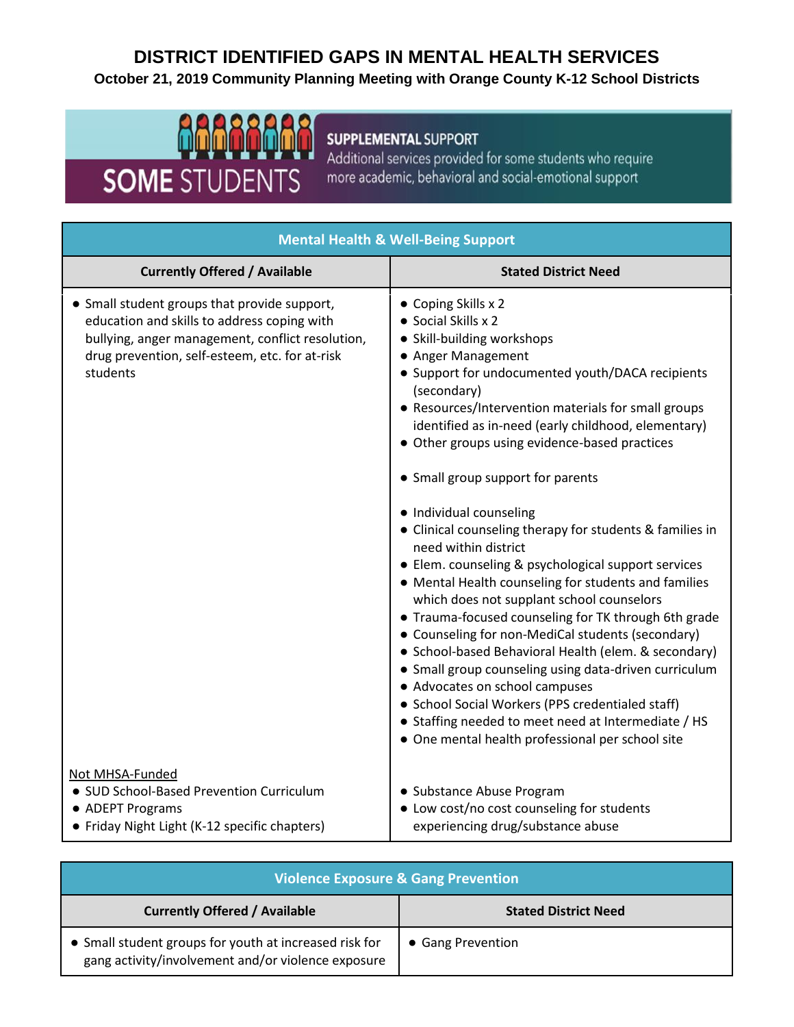# DISTRICT IDENTIFIED GAPS IN MENTAL HEALTH SERVICES

**October 21, 2019 Community Planning Meeting with Orange County K-12 School Districts**

**SOME STUDENTS**

**SUPPLEMENTAL SUPPORT**
Additional services provided for some students who require more academic, behavioral and social-emotional support

| Mental Health & Well-Being Support | |
|---|---|
| **Currently Offered / Available** | **Stated District Need** |
| • Small student groups that provide support, education and skills to address coping with bullying, anger management, conflict resolution, drug prevention, self-esteem, etc. for at-risk students | • Coping Skills x 2<br>• Social Skills x 2<br>• Skill-building workshops<br>• Anger Management<br>• Support for undocumented youth/DACA recipients (secondary)<br>• Resources/Intervention materials for small groups identified as in-need (early childhood, elementary)<br>• Other groups using evidence-based practices<br><br>• Small group support for parents<br><br>• Individual counseling<br>• Clinical counseling therapy for students & families in need within district<br>• Elem. counseling & psychological support services<br>• Mental Health counseling for students and families which does not supplant school counselors<br>• Trauma-focused counseling for TK through 6th grade<br>• Counseling for non-MediCal students (secondary)<br>• School-based Behavioral Health (elem. & secondary)<br>• Small group counseling using data-driven curriculum<br>• Advocates on school campuses<br>• School Social Workers (PPS credentialed staff)<br>• Staffing needed to meet need at Intermediate / HS<br>• One mental health professional per school site |
| Not MHSA-Funded<br>• SUD School-Based Prevention Curriculum<br>• ADEPT Programs<br>• Friday Night Light (K-12 specific chapters) | • Substance Abuse Program<br>• Low cost/no cost counseling for students experiencing drug/substance abuse |

| Violence Exposure & Gang Prevention | |
|---|---|
| **Currently Offered / Available** | **Stated District Need** |
| • Small student groups for youth at increased risk for gang activity/involvement and/or violence exposure | • Gang Prevention |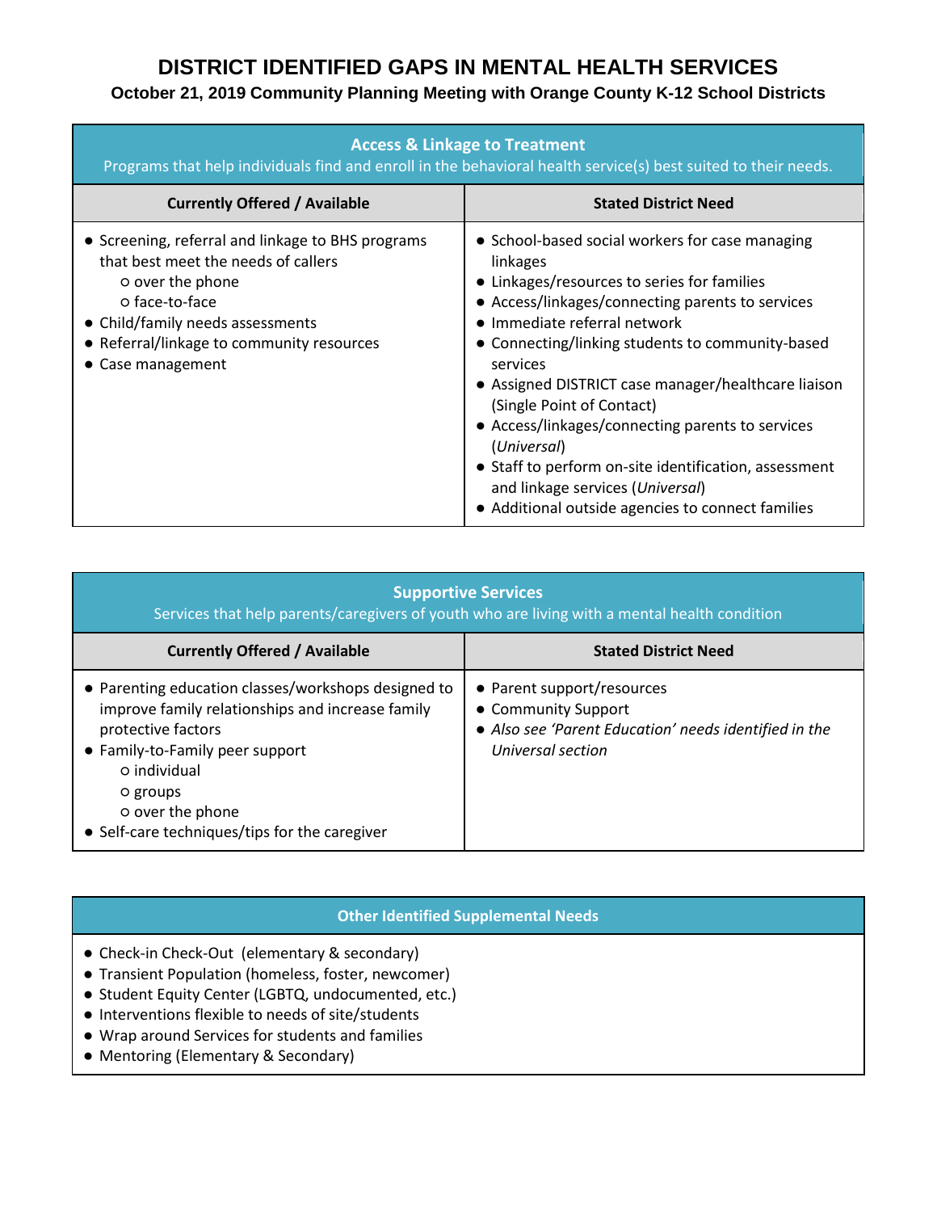# DISTRICT IDENTIFIED GAPS IN MENTAL HEALTH SERVICES

**October 21, 2019 Community Planning Meeting with Orange County K-12 School Districts**

| **Access & Linkage to Treatment**<br>Programs that help individuals find and enroll in the behavioral health service(s) best suited to their needs. | |
|---|---|
| **Currently Offered / Available** | **Stated District Need** |
| ● Screening, referral and linkage to BHS programs that best meet the needs of callers<br>○ over the phone<br>○ face-to-face<br>● Child/family needs assessments<br>● Referral/linkage to community resources<br>● Case management | ● School-based social workers for case managing linkages<br>● Linkages/resources to series for families<br>● Access/linkages/connecting parents to services<br>● Immediate referral network<br>● Connecting/linking students to community-based services<br>● Assigned DISTRICT case manager/healthcare liaison (Single Point of Contact)<br>● Access/linkages/connecting parents to services (*Universal*)<br>● Staff to perform on-site identification, assessment and linkage services (*Universal*)<br>● Additional outside agencies to connect families |

| **Supportive Services**<br>Services that help parents/caregivers of youth who are living with a mental health condition | |
|---|---|
| **Currently Offered / Available** | **Stated District Need** |
| ● Parenting education classes/workshops designed to improve family relationships and increase family protective factors<br>● Family-to-Family peer support<br>○ individual<br>○ groups<br>○ over the phone<br>● Self-care techniques/tips for the caregiver | ● Parent support/resources<br>● Community Support<br>● *Also see 'Parent Education' needs identified in the Universal section* |

| **Other Identified Supplemental Needs** |
|---|
| ● Check-in Check-Out (elementary & secondary)<br>● Transient Population (homeless, foster, newcomer)<br>● Student Equity Center (LGBTQ, undocumented, etc.)<br>● Interventions flexible to needs of site/students<br>● Wrap around Services for students and families<br>● Mentoring (Elementary & Secondary) |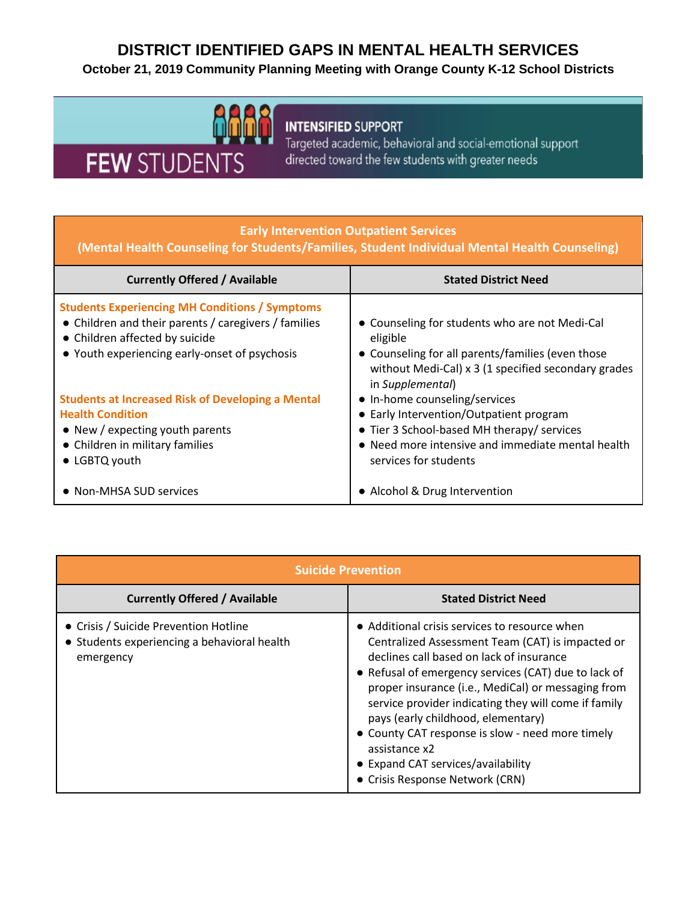# DISTRICT IDENTIFIED GAPS IN MENTAL HEALTH SERVICES

**October 21, 2019 Community Planning Meeting with Orange County K-12 School Districts**

FEW STUDENTS

**INTENSIFIED SUPPORT**
Targeted academic, behavioral and social-emotional support directed toward the few students with greater needs

| Early Intervention Outpatient Services (Mental Health Counseling for Students/Families, Student Individual Mental Health Counseling) | |
|---|---|
| **Currently Offered / Available** | **Stated District Need** |
| **Students Experiencing MH Conditions / Symptoms**<br>● Children and their parents / caregivers / families<br>● Children affected by suicide<br>● Youth experiencing early-onset of psychosis<br><br>**Students at Increased Risk of Developing a Mental Health Condition**<br>● New / expecting youth parents<br>● Children in military families<br>● LGBTQ youth | ● Counseling for students who are not Medi-Cal eligible<br>● Counseling for all parents/families (even those without Medi-Cal) x 3 (1 specified secondary grades in *Supplemental*)<br>● In-home counseling/services<br>● Early Intervention/Outpatient program<br>● Tier 3 School-based MH therapy/ services<br>● Need more intensive and immediate mental health services for students |
| ● Non-MHSA SUD services | ● Alcohol & Drug Intervention |

| Suicide Prevention | |
|---|---|
| **Currently Offered / Available** | **Stated District Need** |
| ● Crisis / Suicide Prevention Hotline<br>● Students experiencing a behavioral health emergency | ● Additional crisis services to resource when Centralized Assessment Team (CAT) is impacted or declines call based on lack of insurance<br>● Refusal of emergency services (CAT) due to lack of proper insurance (i.e., MediCal) or messaging from service provider indicating they will come if family pays (early childhood, elementary)<br>● County CAT response is slow - need more timely assistance x2<br>● Expand CAT services/availability<br>● Crisis Response Network (CRN) |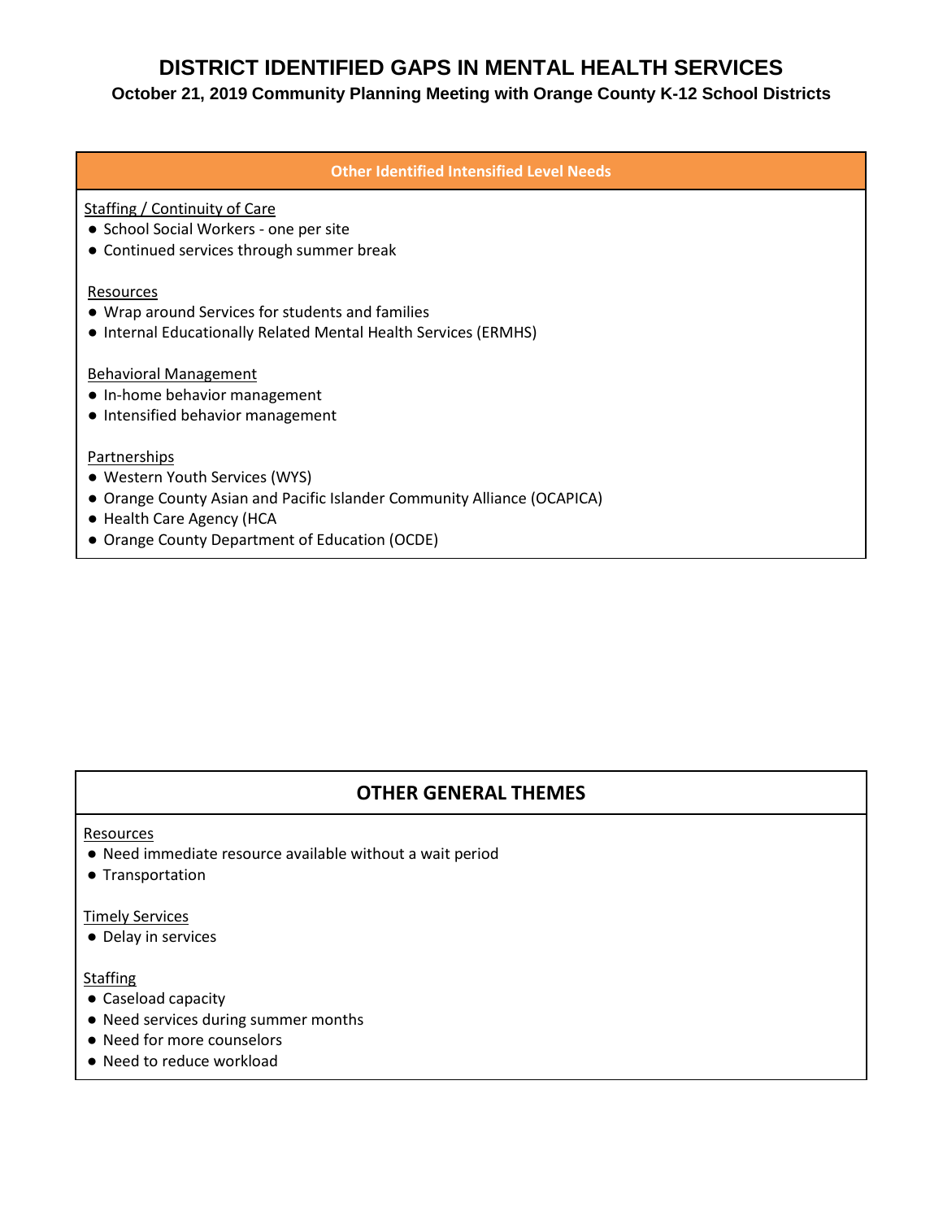# DISTRICT IDENTIFIED GAPS IN MENTAL HEALTH SERVICES

**October 21, 2019 Community Planning Meeting with Orange County K-12 School Districts**

## Other Identified Intensified Level Needs

Staffing / Continuity of Care

- School Social Workers - one per site
- Continued services through summer break

Resources

- Wrap around Services for students and families
- Internal Educationally Related Mental Health Services (ERMHS)

Behavioral Management

- In-home behavior management
- Intensified behavior management

Partnerships

- Western Youth Services (WYS)
- Orange County Asian and Pacific Islander Community Alliance (OCAPICA)
- Health Care Agency (HCA
- Orange County Department of Education (OCDE)

## OTHER GENERAL THEMES

Resources

- Need immediate resource available without a wait period
- Transportation

Timely Services

- Delay in services

Staffing

- Caseload capacity
- Need services during summer months
- Need for more counselors
- Need to reduce workload